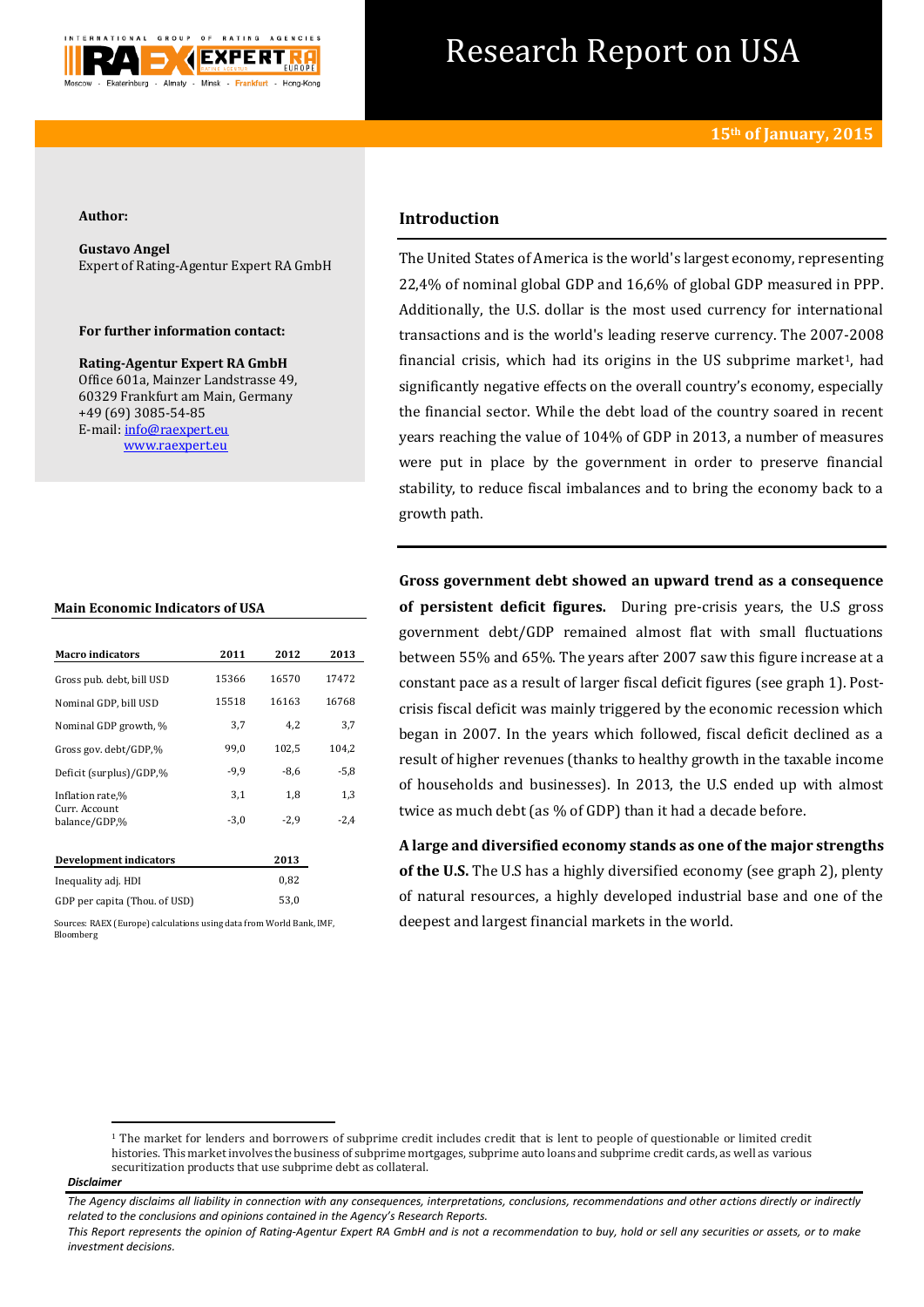# Research Report on USA

**15th of January, 2015**

**Author:**

**Gustavo Angel**
Expert of Rating-Agentur Expert RA GmbH

**For further information contact:**

**Rating-Agentur Expert RA GmbH**
Office 601a, Mainzer Landstrasse 49,
60329 Frankfurt am Main, Germany
+49 (69) 3085-54-85
E-mail: info@raexpert.eu
www.raexpert.eu

## Introduction

The United States of America is the world's largest economy, representing 22,4% of nominal global GDP and 16,6% of global GDP measured in PPP. Additionally, the U.S. dollar is the most used currency for international transactions and is the world's leading reserve currency. The 2007-2008 financial crisis, which had its origins in the US subprime market[1], had significantly negative effects on the overall country's economy, especially the financial sector. While the debt load of the country soared in recent years reaching the value of 104% of GDP in 2013, a number of measures were put in place by the government in order to preserve financial stability, to reduce fiscal imbalances and to bring the economy back to a growth path.

### Main Economic Indicators of USA

| Macro indicators | 2011 | 2012 | 2013 |
|---|---|---|---|
| Gross pub. debt, bill USD | 15366 | 16570 | 17472 |
| Nominal GDP, bill USD | 15518 | 16163 | 16768 |
| Nominal GDP growth, % | 3,7 | 4,2 | 3,7 |
| Gross gov. debt/GDP,% | 99,0 | 102,5 | 104,2 |
| Deficit (surplus)/GDP,% | -9,9 | -8,6 | -5,8 |
| Inflation rate,% | 3,1 | 1,8 | 1,3 |
| Curr. Account balance/GDP,% | -3,0 | -2,9 | -2,4 |

| Development indicators | 2013 |
|---|---|
| Inequality adj. HDI | 0,82 |
| GDP per capita (Thou. of USD) | 53,0 |

Sources: RAEX (Europe) calculations using data from World Bank, IMF, Bloomberg

**Gross government debt showed an upward trend as a consequence of persistent deficit figures.** During pre-crisis years, the U.S gross government debt/GDP remained almost flat with small fluctuations between 55% and 65%. The years after 2007 saw this figure increase at a constant pace as a result of larger fiscal deficit figures (see graph 1). Post-crisis fiscal deficit was mainly triggered by the economic recession which began in 2007. In the years which followed, fiscal deficit declined as a result of higher revenues (thanks to healthy growth in the taxable income of households and businesses). In 2013, the U.S ended up with almost twice as much debt (as % of GDP) than it had a decade before.

**A large and diversified economy stands as one of the major strengths of the U.S.** The U.S has a highly diversified economy (see graph 2), plenty of natural resources, a highly developed industrial base and one of the deepest and largest financial markets in the world.

[1] The market for lenders and borrowers of subprime credit includes credit that is lent to people of questionable or limited credit histories. This market involves the business of subprime mortgages, subprime auto loans and subprime credit cards, as well as various securitization products that use subprime debt as collateral.

***Disclaimer***

*The Agency disclaims all liability in connection with any consequences, interpretations, conclusions, recommendations and other actions directly or indirectly related to the conclusions and opinions contained in the Agency's Research Reports.*

*This Report represents the opinion of Rating-Agentur Expert RA GmbH and is not a recommendation to buy, hold or sell any securities or assets, or to make investment decisions.*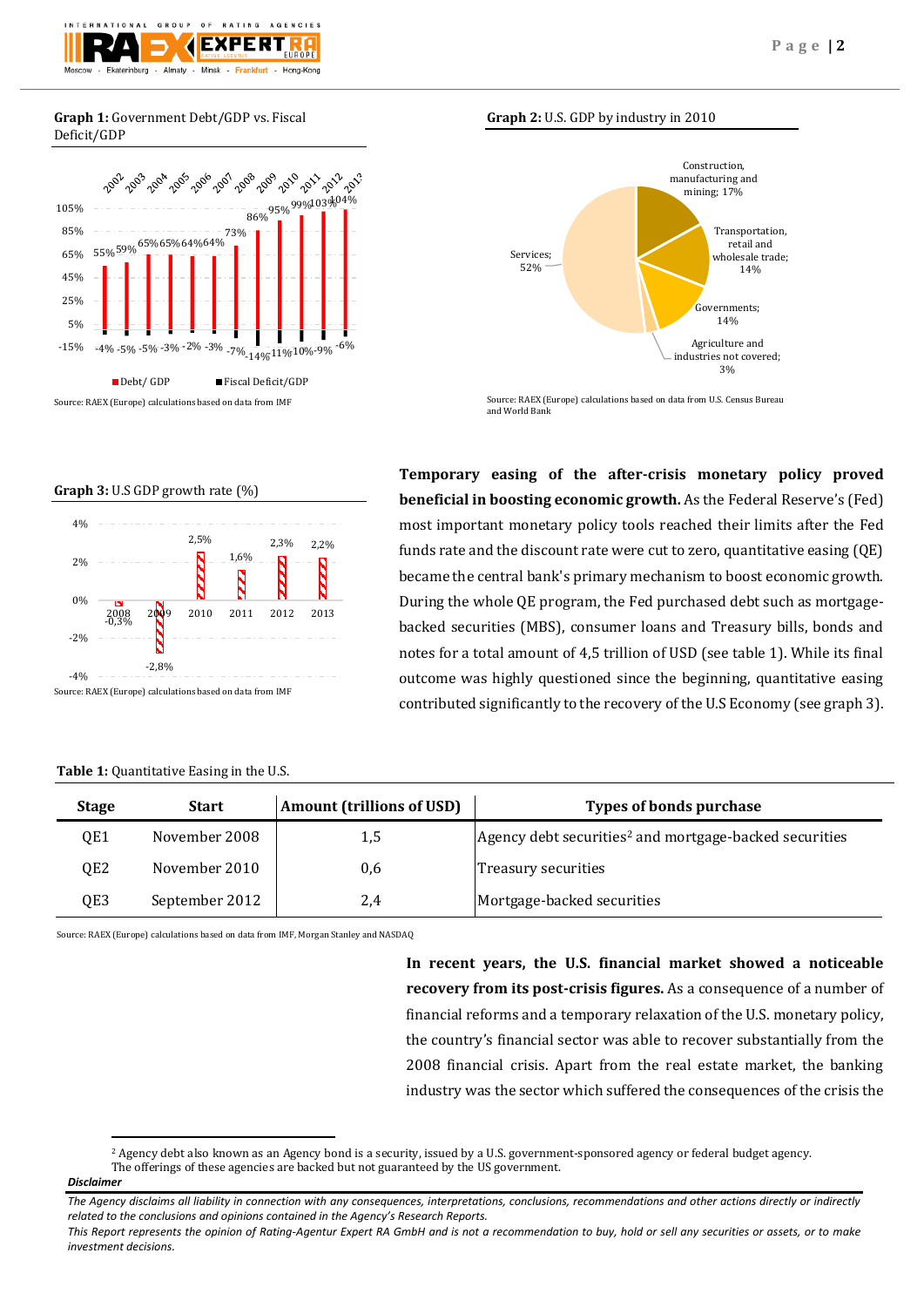**Graph 1:** Government Debt/GDP vs. Fiscal Deficit/GDP

| Year | Debt/GDP | Fiscal Deficit/GDP |
|---|---|---|
| 2002 | 55% | -4% |
| 2003 | 59% | -5% |
| 2004 | 65% | -5% |
| 2005 | 65% | -3% |
| 2006 | 64% | -2% |
| 2007 | 64% | -3% |
| 2008 | 73% | -7% |
| 2009 | 86% | -14% |
| 2010 | 95% | -11% |
| 2011 | 99% | -10% |
| 2012 | 103% | -9% |
| 2013 | 104% | -6% |

Source: RAEX (Europe) calculations based on data from IMF

**Graph 2:** U.S. GDP by industry in 2010

| Industry | Share |
|---|---|
| Services | 52% |
| Construction, manufacturing and mining | 17% |
| Transportation, retail and wholesale trade | 14% |
| Governments | 14% |
| Agriculture and industries not covered | 3% |

Source: RAEX (Europe) calculations based on data from U.S. Census Bureau and World Bank

**Graph 3:** U.S GDP growth rate (%)

| Year | GDP growth rate |
|---|---|
| 2008 | -0,3% |
| 2009 | -2,8% |
| 2010 | 2,5% |
| 2011 | 1,6% |
| 2012 | 2,3% |
| 2013 | 2,2% |

Source: RAEX (Europe) calculations based on data from IMF

**Temporary easing of the after-crisis monetary policy proved beneficial in boosting economic growth.** As the Federal Reserve's (Fed) most important monetary policy tools reached their limits after the Fed funds rate and the discount rate were cut to zero, quantitative easing (QE) became the central bank's primary mechanism to boost economic growth. During the whole QE program, the Fed purchased debt such as mortgage-backed securities (MBS), consumer loans and Treasury bills, bonds and notes for a total amount of 4,5 trillion of USD (see table 1). While its final outcome was highly questioned since the beginning, quantitative easing contributed significantly to the recovery of the U.S Economy (see graph 3).

**Table 1:** Quantitative Easing in the U.S.

| Stage | Start | Amount (trillions of USD) | Types of bonds purchase |
|---|---|---|---|
| QE1 | November 2008 | 1,5 | Agency debt securities[2] and mortgage-backed securities |
| QE2 | November 2010 | 0,6 | Treasury securities |
| QE3 | September 2012 | 2,4 | Mortgage-backed securities |

Source: RAEX (Europe) calculations based on data from IMF, Morgan Stanley and NASDAQ

**In recent years, the U.S. financial market showed a noticeable recovery from its post-crisis figures.** As a consequence of a number of financial reforms and a temporary relaxation of the U.S. monetary policy, the country's financial sector was able to recover substantially from the 2008 financial crisis. Apart from the real estate market, the banking industry was the sector which suffered the consequences of the crisis the

[2] Agency debt also known as an Agency bond is a security, issued by a U.S. government-sponsored agency or federal budget agency. The offerings of these agencies are backed but not guaranteed by the US government.

***Disclaimer***

*The Agency disclaims all liability in connection with any consequences, interpretations, conclusions, recommendations and other actions directly or indirectly related to the conclusions and opinions contained in the Agency's Research Reports.*

*This Report represents the opinion of Rating-Agentur Expert RA GmbH and is not a recommendation to buy, hold or sell any securities or assets, or to make investment decisions.*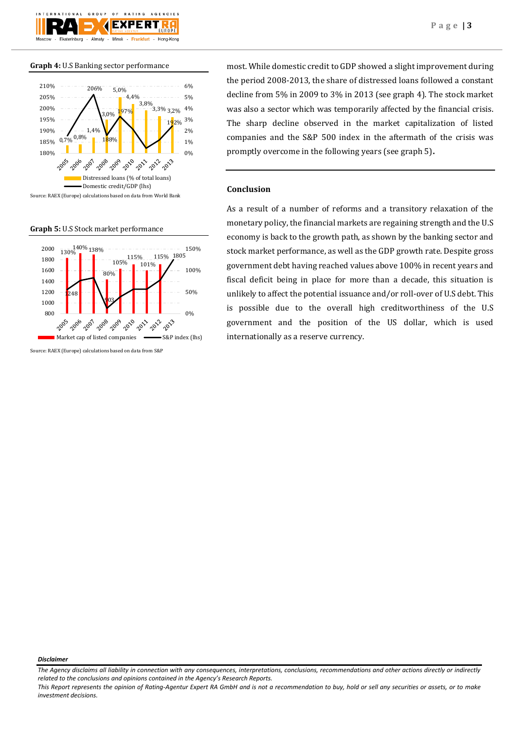**Graph 4:** U.S Banking sector performance

210%
205%
200%
195%
190%
185%
180%
6%
5%
4%
3%
2%
1%
0%
206%
5,0%
4,4%
3,8%
3,3%
3,2%
3,0%
197%
192%
1,4%
188%
0,7%
0,8%
2005 2006 2007 2008 2009 2010 2011 2012 2013
Distressed loans (% of total loans)
Domestic credit/GDP (lhs)

Source: RAEX (Europe) calculations based on data from World Bank

**Graph 5:** U.S Stock market performance

2000
1800
1600
1400
1200
1000
800
150%
100%
50%
0%
130%
140%
138%
105%
115%
101%
115%
1805
80%
1248
903
2005 2006 2007 2008 2009 2010 2011 2012 2013
Market cap of listed companies
S&P index (lhs)

Source: RAEX (Europe) calculations based on data from S&P

most. While domestic credit to GDP showed a slight improvement during the period 2008-2013, the share of distressed loans followed a constant decline from 5% in 2009 to 3% in 2013 (see graph 4). The stock market was also a sector which was temporarily affected by the financial crisis. The sharp decline observed in the market capitalization of listed companies and the S&P 500 index in the aftermath of the crisis was promptly overcome in the following years (see graph 5).

### Conclusion

As a result of a number of reforms and a transitory relaxation of the monetary policy, the financial markets are regaining strength and the U.S economy is back to the growth path, as shown by the banking sector and stock market performance, as well as the GDP growth rate. Despite gross government debt having reached values above 100% in recent years and fiscal deficit being in place for more than a decade, this situation is unlikely to affect the potential issuance and/or roll-over of U.S debt. This is possible due to the overall high creditworthiness of the U.S government and the position of the US dollar, which is used internationally as a reserve currency.

***Disclaimer***

*The Agency disclaims all liability in connection with any consequences, interpretations, conclusions, recommendations and other actions directly or indirectly related to the conclusions and opinions contained in the Agency's Research Reports.*

*This Report represents the opinion of Rating-Agentur Expert RA GmbH and is not a recommendation to buy, hold or sell any securities or assets, or to make investment decisions.*